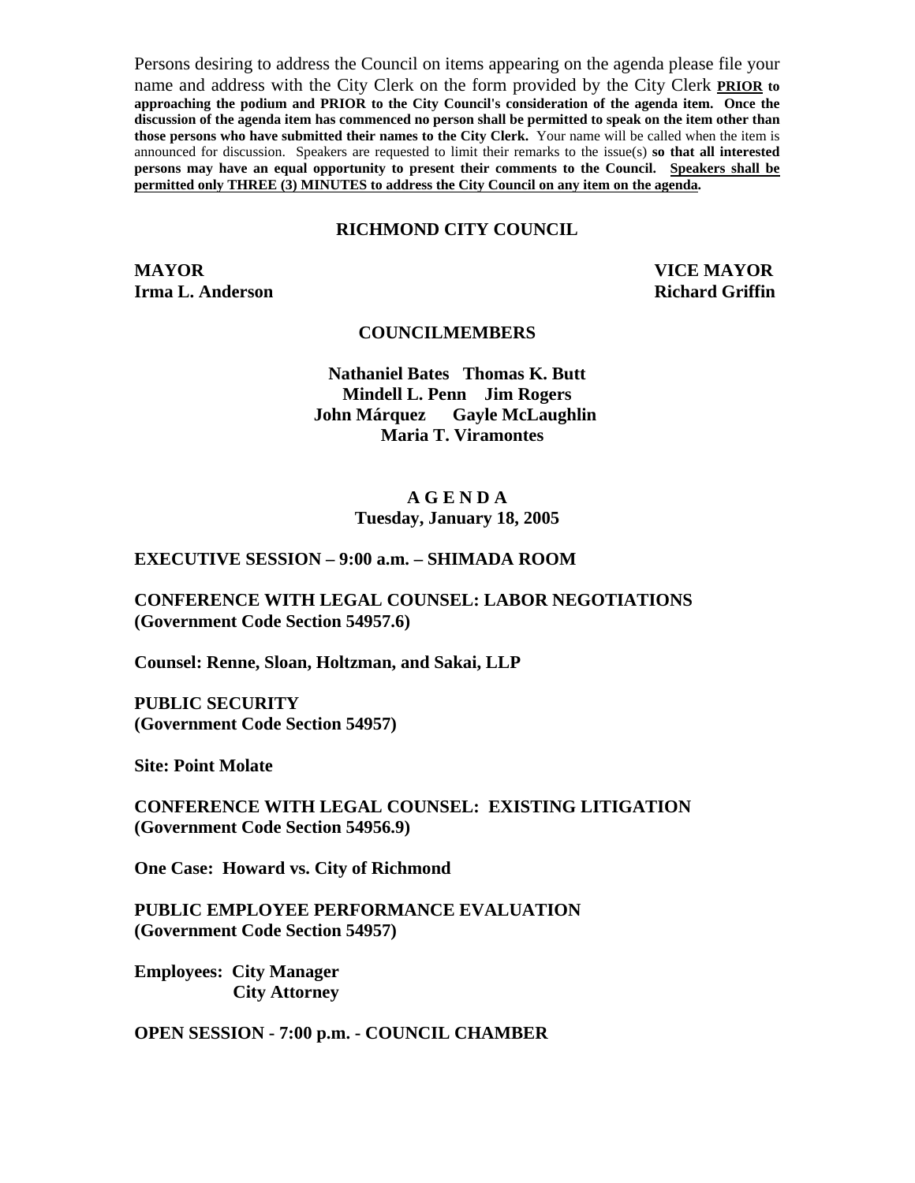Persons desiring to address the Council on items appearing on the agenda please file your name and address with the City Clerk on the form provided by the City Clerk **PRIOR to approaching the podium and PRIOR to the City Council's consideration of the agenda item. Once the discussion of the agenda item has commenced no person shall be permitted to speak on the item other than those persons who have submitted their names to the City Clerk.** Your name will be called when the item is announced for discussion. Speakers are requested to limit their remarks to the issue(s) **so that all interested persons may have an equal opportunity to present their comments to the Council. Speakers shall be permitted only THREE (3) MINUTES to address the City Council on any item on the agenda.**

## RICHMOND CITY COUNCIL

**MAYOR**
**Irma L. Anderson**

**VICE MAYOR**
**Richard Griffin**

### COUNCILMEMBERS

**Nathaniel Bates Thomas K. Butt**
**Mindell L. Penn Jim Rogers**
**John Márquez Gayle McLaughlin**
**Maria T. Viramontes**

## A G E N D A
**Tuesday, January 18, 2005**

**EXECUTIVE SESSION – 9:00 a.m. – SHIMADA ROOM**

**CONFERENCE WITH LEGAL COUNSEL: LABOR NEGOTIATIONS (Government Code Section 54957.6)**

**Counsel: Renne, Sloan, Holtzman, and Sakai, LLP**

**PUBLIC SECURITY (Government Code Section 54957)**

**Site: Point Molate**

**CONFERENCE WITH LEGAL COUNSEL: EXISTING LITIGATION (Government Code Section 54956.9)**

**One Case: Howard vs. City of Richmond**

**PUBLIC EMPLOYEE PERFORMANCE EVALUATION (Government Code Section 54957)**

**Employees: City Manager**
**City Attorney**

**OPEN SESSION - 7:00 p.m. - COUNCIL CHAMBER**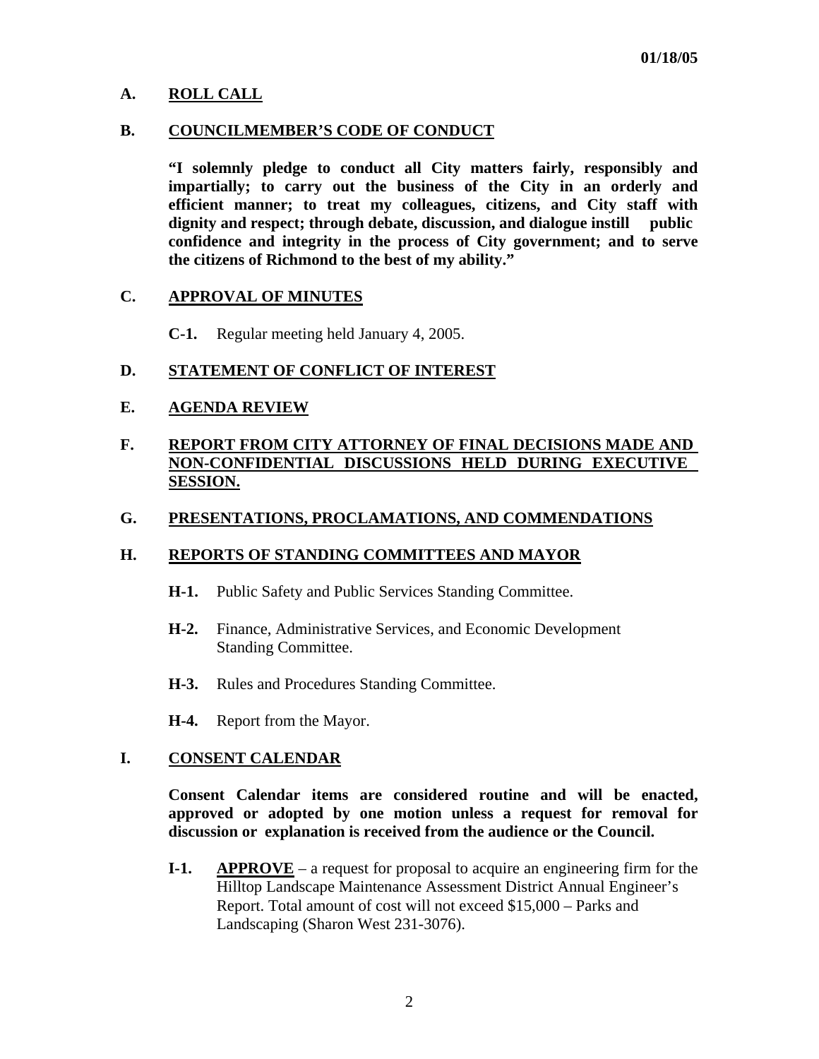01/18/05

## A. ROLL CALL

## B. COUNCILMEMBER'S CODE OF CONDUCT

**"I solemnly pledge to conduct all City matters fairly, responsibly and impartially; to carry out the business of the City in an orderly and efficient manner; to treat my colleagues, citizens, and City staff with dignity and respect; through debate, discussion, and dialogue instill public confidence and integrity in the process of City government; and to serve the citizens of Richmond to the best of my ability."**

## C. APPROVAL OF MINUTES

**C-1.** Regular meeting held January 4, 2005.

## D. STATEMENT OF CONFLICT OF INTEREST

## E. AGENDA REVIEW

## F. REPORT FROM CITY ATTORNEY OF FINAL DECISIONS MADE AND NON-CONFIDENTIAL DISCUSSIONS HELD DURING EXECUTIVE SESSION.

## G. PRESENTATIONS, PROCLAMATIONS, AND COMMENDATIONS

## H. REPORTS OF STANDING COMMITTEES AND MAYOR

**H-1.** Public Safety and Public Services Standing Committee.

**H-2.** Finance, Administrative Services, and Economic Development Standing Committee.

**H-3.** Rules and Procedures Standing Committee.

**H-4.** Report from the Mayor.

## I. CONSENT CALENDAR

**Consent Calendar items are considered routine and will be enacted, approved or adopted by one motion unless a request for removal for discussion or explanation is received from the audience or the Council.**

**I-1.** **APPROVE** – a request for proposal to acquire an engineering firm for the Hilltop Landscape Maintenance Assessment District Annual Engineer's Report. Total amount of cost will not exceed $15,000 – Parks and Landscaping (Sharon West 231-3076).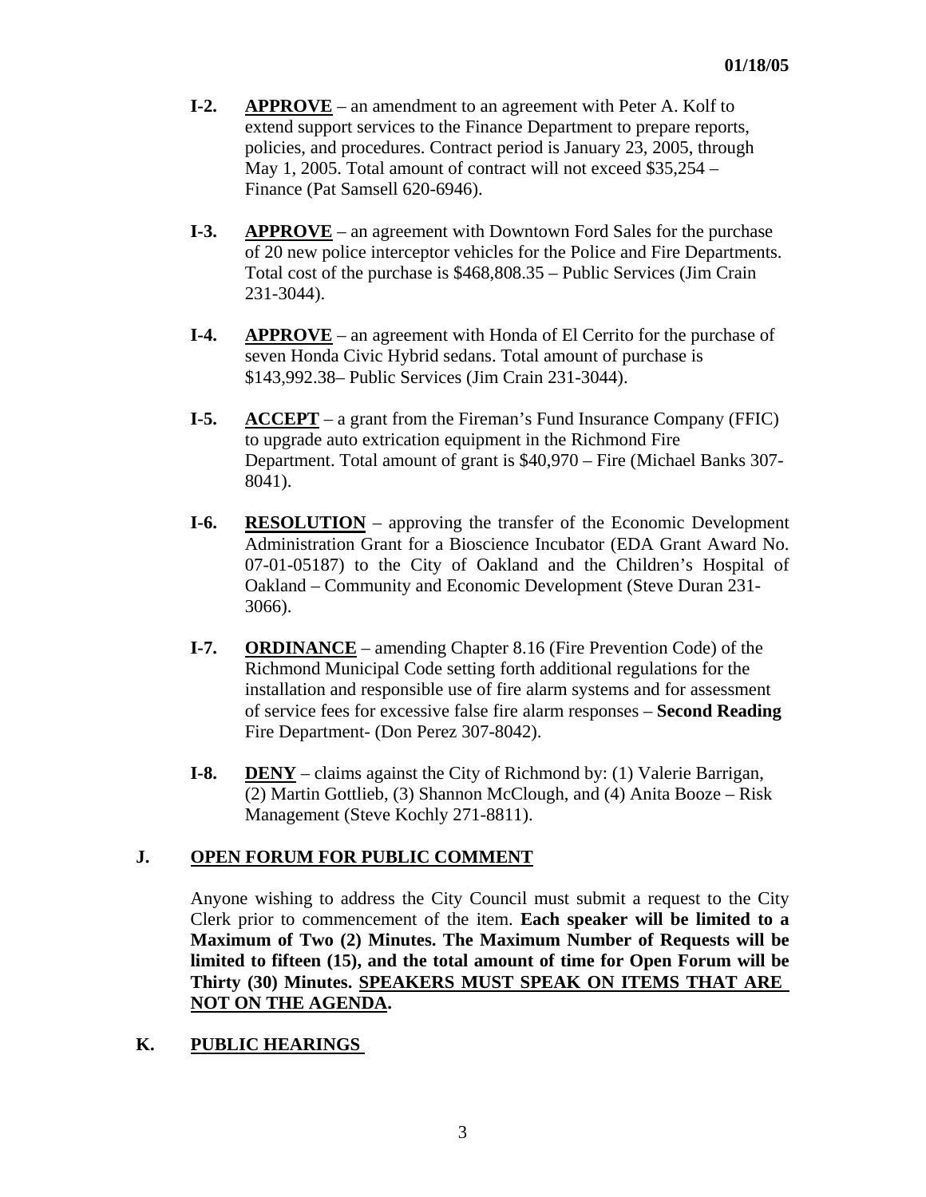**I-2.** **APPROVE** – an amendment to an agreement with Peter A. Kolf to extend support services to the Finance Department to prepare reports, policies, and procedures. Contract period is January 23, 2005, through May 1, 2005. Total amount of contract will not exceed $35,254 – Finance (Pat Samsell 620-6946).

**I-3.** **APPROVE** – an agreement with Downtown Ford Sales for the purchase of 20 new police interceptor vehicles for the Police and Fire Departments. Total cost of the purchase is $468,808.35 – Public Services (Jim Crain 231-3044).

**I-4.** **APPROVE** – an agreement with Honda of El Cerrito for the purchase of seven Honda Civic Hybrid sedans. Total amount of purchase is $143,992.38– Public Services (Jim Crain 231-3044).

**I-5.** **ACCEPT** – a grant from the Fireman's Fund Insurance Company (FFIC) to upgrade auto extrication equipment in the Richmond Fire Department. Total amount of grant is $40,970 – Fire (Michael Banks 307-8041).

**I-6.** **RESOLUTION** – approving the transfer of the Economic Development Administration Grant for a Bioscience Incubator (EDA Grant Award No. 07-01-05187) to the City of Oakland and the Children's Hospital of Oakland – Community and Economic Development (Steve Duran 231-3066).

**I-7.** **ORDINANCE** – amending Chapter 8.16 (Fire Prevention Code) of the Richmond Municipal Code setting forth additional regulations for the installation and responsible use of fire alarm systems and for assessment of service fees for excessive false fire alarm responses – **Second Reading** Fire Department- (Don Perez 307-8042).

**I-8.** **DENY** – claims against the City of Richmond by: (1) Valerie Barrigan, (2) Martin Gottlieb, (3) Shannon McClough, and (4) Anita Booze – Risk Management (Steve Kochly 271-8811).

## J. OPEN FORUM FOR PUBLIC COMMENT

Anyone wishing to address the City Council must submit a request to the City Clerk prior to commencement of the item. **Each speaker will be limited to a Maximum of Two (2) Minutes. The Maximum Number of Requests will be limited to fifteen (15), and the total amount of time for Open Forum will be Thirty (30) Minutes. SPEAKERS MUST SPEAK ON ITEMS THAT ARE NOT ON THE AGENDA.**

## K. PUBLIC HEARINGS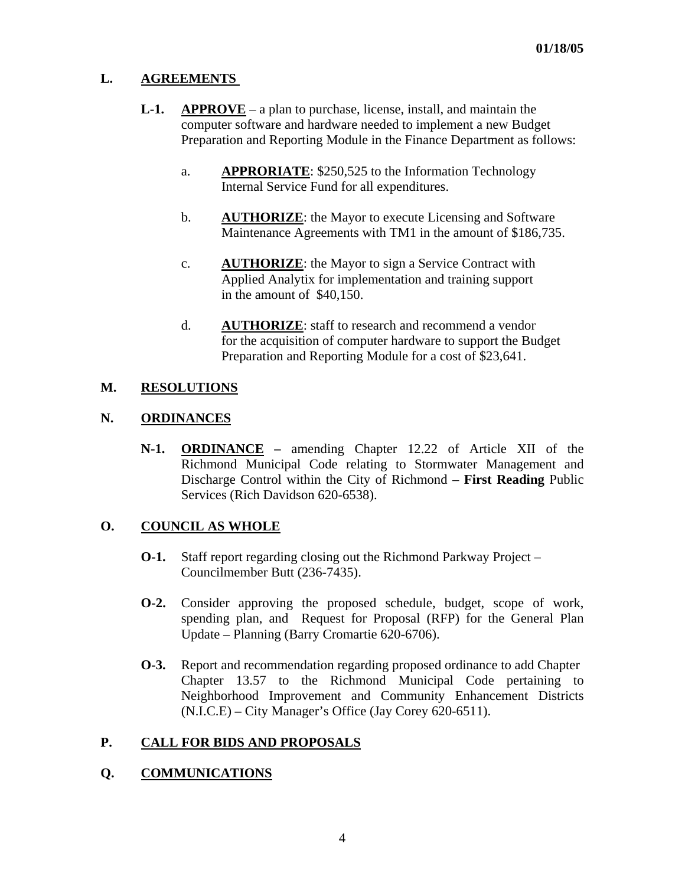**01/18/05**

## L. AGREEMENTS

**L-1.** **APPROVE** – a plan to purchase, license, install, and maintain the computer software and hardware needed to implement a new Budget Preparation and Reporting Module in the Finance Department as follows:

a. **APPRORIATE**: $250,525 to the Information Technology Internal Service Fund for all expenditures.

b. **AUTHORIZE**: the Mayor to execute Licensing and Software Maintenance Agreements with TM1 in the amount of $186,735.

c. **AUTHORIZE**: the Mayor to sign a Service Contract with Applied Analytix for implementation and training support in the amount of $40,150.

d. **AUTHORIZE**: staff to research and recommend a vendor for the acquisition of computer hardware to support the Budget Preparation and Reporting Module for a cost of $23,641.

## M. RESOLUTIONS

## N. ORDINANCES

**N-1.** **ORDINANCE –** amending Chapter 12.22 of Article XII of the Richmond Municipal Code relating to Stormwater Management and Discharge Control within the City of Richmond – **First Reading** Public Services (Rich Davidson 620-6538).

## O. COUNCIL AS WHOLE

**O-1.** Staff report regarding closing out the Richmond Parkway Project – Councilmember Butt (236-7435).

**O-2.** Consider approving the proposed schedule, budget, scope of work, spending plan, and Request for Proposal (RFP) for the General Plan Update – Planning (Barry Cromartie 620-6706).

**O-3.** Report and recommendation regarding proposed ordinance to add Chapter Chapter 13.57 to the Richmond Municipal Code pertaining to Neighborhood Improvement and Community Enhancement Districts (N.I.C.E) **–** City Manager's Office (Jay Corey 620-6511).

## P. CALL FOR BIDS AND PROPOSALS

## Q. COMMUNICATIONS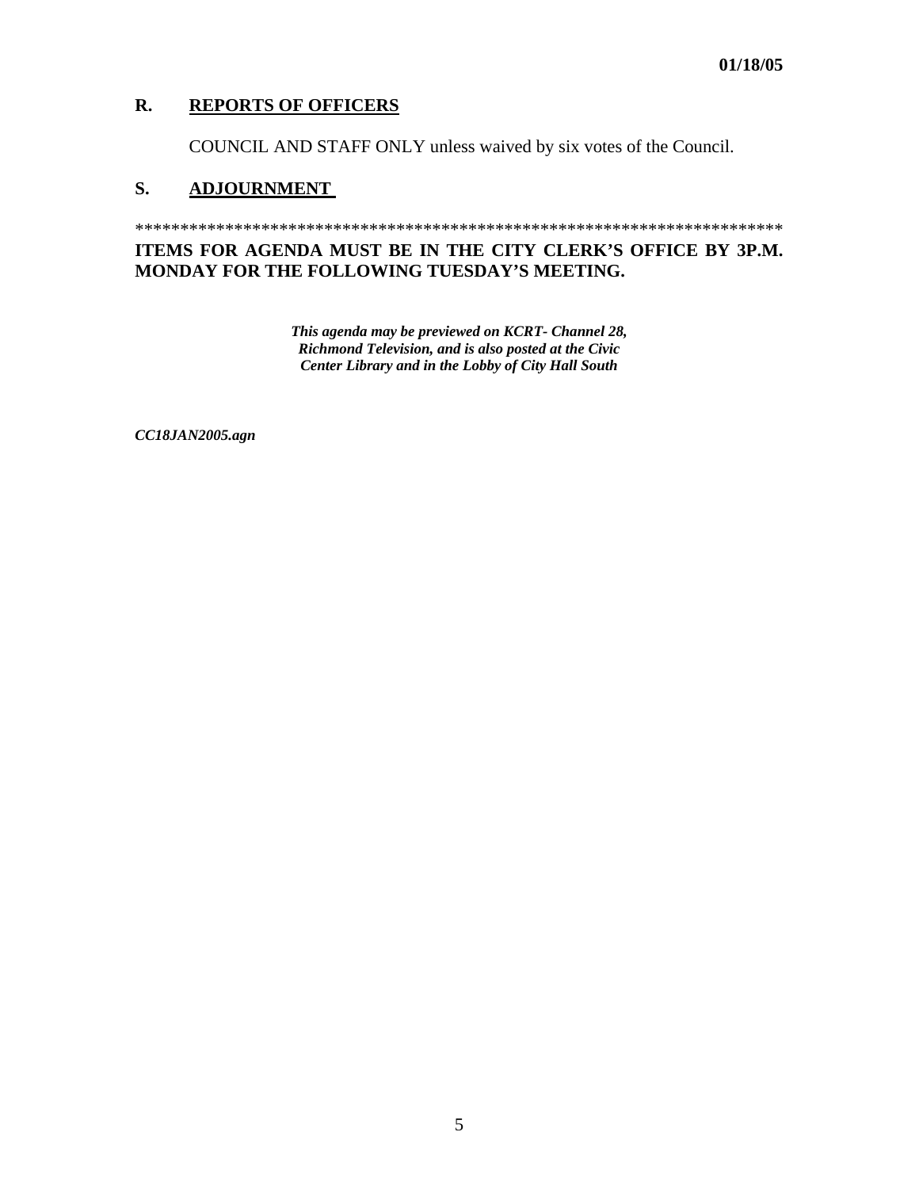**01/18/05**

## R. REPORTS OF OFFICERS

COUNCIL AND STAFF ONLY unless waived by six votes of the Council.

## S. ADJOURNMENT

*************************************************************************

**ITEMS FOR AGENDA MUST BE IN THE CITY CLERK'S OFFICE BY 3P.M. MONDAY FOR THE FOLLOWING TUESDAY'S MEETING.**

***This agenda may be previewed on KCRT- Channel 28, Richmond Television, and is also posted at the Civic Center Library and in the Lobby of City Hall South***

***CC18JAN2005.agn***